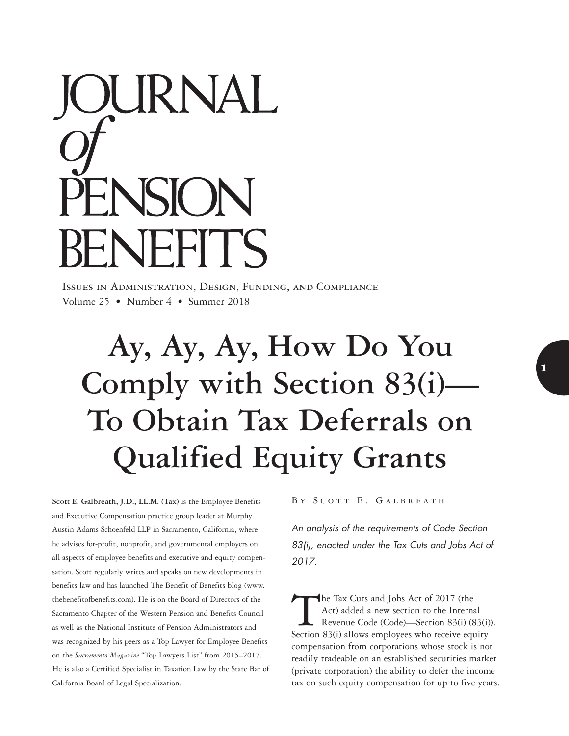# JOURNAL *of* PENSION BENEFITS

ISSUES IN ADMINISTRATION, DESIGN, FUNDING, AND COMPLIANCE
Volume 25 • Number 4 • Summer 2018

# Ay, Ay, Ay, How Do You Comply with Section 83(i)—To Obtain Tax Deferrals on Qualified Equity Grants

BY SCOTT E. GALBREATH

*An analysis of the requirements of Code Section 83(i), enacted under the Tax Cuts and Jobs Act of 2017.*

The Tax Cuts and Jobs Act of 2017 (the Act) added a new section to the Internal Revenue Code (Code)—Section 83(i) (83(i)). Section 83(i) allows employees who receive equity compensation from corporations whose stock is not readily tradeable on an established securities market (private corporation) the ability to defer the income tax on such equity compensation for up to five years.

**Scott E. Galbreath, J.D., LL.M. (Tax)** is the Employee Benefits and Executive Compensation practice group leader at Murphy Austin Adams Schoenfeld LLP in Sacramento, California, where he advises for-profit, nonprofit, and governmental employers on all aspects of employee benefits and executive and equity compensation. Scott regularly writes and speaks on new developments in benefits law and has launched The Benefit of Benefits blog (www.thebenefitofbenefits.com). He is on the Board of Directors of the Sacramento Chapter of the Western Pension and Benefits Council as well as the National Institute of Pension Administrators and was recognized by his peers as a Top Lawyer for Employee Benefits on the *Sacramento Magazine* "Top Lawyers List" from 2015–2017. He is also a Certified Specialist in Taxation Law by the State Bar of California Board of Legal Specialization.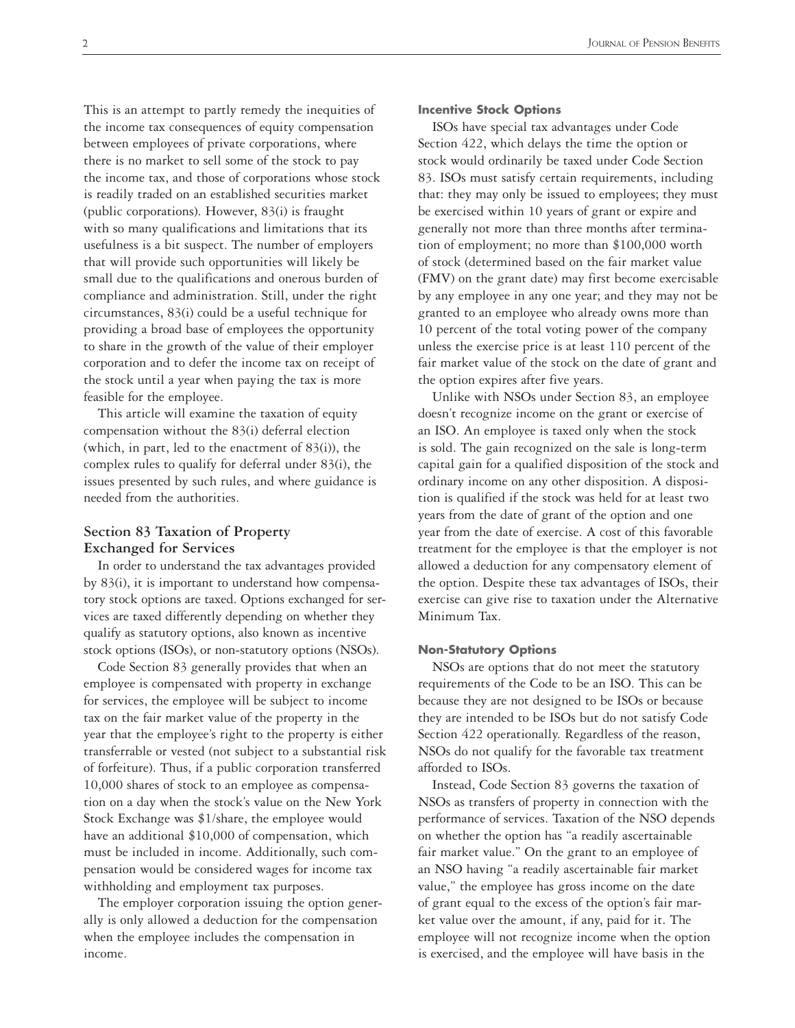This is an attempt to partly remedy the inequities of the income tax consequences of equity compensation between employees of private corporations, where there is no market to sell some of the stock to pay the income tax, and those of corporations whose stock is readily traded on an established securities market (public corporations). However, 83(i) is fraught with so many qualifications and limitations that its usefulness is a bit suspect. The number of employers that will provide such opportunities will likely be small due to the qualifications and onerous burden of compliance and administration. Still, under the right circumstances, 83(i) could be a useful technique for providing a broad base of employees the opportunity to share in the growth of the value of their employer corporation and to defer the income tax on receipt of the stock until a year when paying the tax is more feasible for the employee.

This article will examine the taxation of equity compensation without the 83(i) deferral election (which, in part, led to the enactment of 83(i)), the complex rules to qualify for deferral under 83(i), the issues presented by such rules, and where guidance is needed from the authorities.

## Section 83 Taxation of Property Exchanged for Services

In order to understand the tax advantages provided by 83(i), it is important to understand how compensatory stock options are taxed. Options exchanged for services are taxed differently depending on whether they qualify as statutory options, also known as incentive stock options (ISOs), or non-statutory options (NSOs).

Code Section 83 generally provides that when an employee is compensated with property in exchange for services, the employee will be subject to income tax on the fair market value of the property in the year that the employee's right to the property is either transferrable or vested (not subject to a substantial risk of forfeiture). Thus, if a public corporation transferred 10,000 shares of stock to an employee as compensation on a day when the stock's value on the New York Stock Exchange was $1/share, the employee would have an additional $10,000 of compensation, which must be included in income. Additionally, such compensation would be considered wages for income tax withholding and employment tax purposes.

The employer corporation issuing the option generally is only allowed a deduction for the compensation when the employee includes the compensation in income.

### Incentive Stock Options

ISOs have special tax advantages under Code Section 422, which delays the time the option or stock would ordinarily be taxed under Code Section 83. ISOs must satisfy certain requirements, including that: they may only be issued to employees; they must be exercised within 10 years of grant or expire and generally not more than three months after termination of employment; no more than $100,000 worth of stock (determined based on the fair market value (FMV) on the grant date) may first become exercisable by any employee in any one year; and they may not be granted to an employee who already owns more than 10 percent of the total voting power of the company unless the exercise price is at least 110 percent of the fair market value of the stock on the date of grant and the option expires after five years.

Unlike with NSOs under Section 83, an employee doesn't recognize income on the grant or exercise of an ISO. An employee is taxed only when the stock is sold. The gain recognized on the sale is long-term capital gain for a qualified disposition of the stock and ordinary income on any other disposition. A disposition is qualified if the stock was held for at least two years from the date of grant of the option and one year from the date of exercise. A cost of this favorable treatment for the employee is that the employer is not allowed a deduction for any compensatory element of the option. Despite these tax advantages of ISOs, their exercise can give rise to taxation under the Alternative Minimum Tax.

### Non-Statutory Options

NSOs are options that do not meet the statutory requirements of the Code to be an ISO. This can be because they are not designed to be ISOs or because they are intended to be ISOs but do not satisfy Code Section 422 operationally. Regardless of the reason, NSOs do not qualify for the favorable tax treatment afforded to ISOs.

Instead, Code Section 83 governs the taxation of NSOs as transfers of property in connection with the performance of services. Taxation of the NSO depends on whether the option has "a readily ascertainable fair market value." On the grant to an employee of an NSO having "a readily ascertainable fair market value," the employee has gross income on the date of grant equal to the excess of the option's fair market value over the amount, if any, paid for it. The employee will not recognize income when the option is exercised, and the employee will have basis in the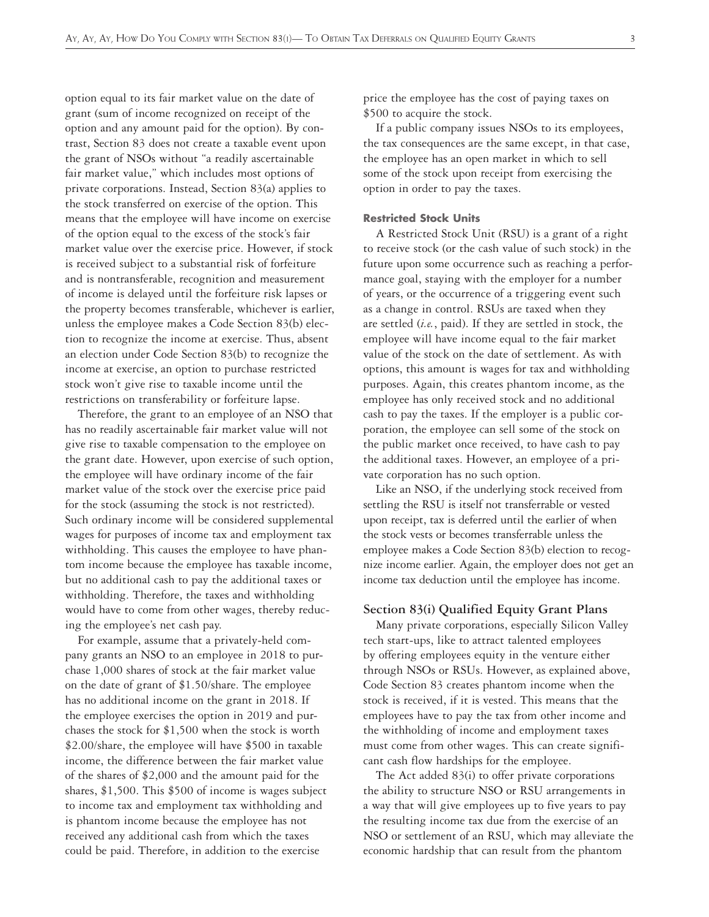option equal to its fair market value on the date of grant (sum of income recognized on receipt of the option and any amount paid for the option). By contrast, Section 83 does not create a taxable event upon the grant of NSOs without "a readily ascertainable fair market value," which includes most options of private corporations. Instead, Section 83(a) applies to the stock transferred on exercise of the option. This means that the employee will have income on exercise of the option equal to the excess of the stock's fair market value over the exercise price. However, if stock is received subject to a substantial risk of forfeiture and is nontransferable, recognition and measurement of income is delayed until the forfeiture risk lapses or the property becomes transferable, whichever is earlier, unless the employee makes a Code Section 83(b) election to recognize the income at exercise. Thus, absent an election under Code Section 83(b) to recognize the income at exercise, an option to purchase restricted stock won't give rise to taxable income until the restrictions on transferability or forfeiture lapse.

Therefore, the grant to an employee of an NSO that has no readily ascertainable fair market value will not give rise to taxable compensation to the employee on the grant date. However, upon exercise of such option, the employee will have ordinary income of the fair market value of the stock over the exercise price paid for the stock (assuming the stock is not restricted). Such ordinary income will be considered supplemental wages for purposes of income tax and employment tax withholding. This causes the employee to have phantom income because the employee has taxable income, but no additional cash to pay the additional taxes or withholding. Therefore, the taxes and withholding would have to come from other wages, thereby reducing the employee's net cash pay.

For example, assume that a privately-held company grants an NSO to an employee in 2018 to purchase 1,000 shares of stock at the fair market value on the date of grant of $1.50/share. The employee has no additional income on the grant in 2018. If the employee exercises the option in 2019 and purchases the stock for $1,500 when the stock is worth $2.00/share, the employee will have $500 in taxable income, the difference between the fair market value of the shares of $2,000 and the amount paid for the shares, $1,500. This $500 of income is wages subject to income tax and employment tax withholding and is phantom income because the employee has not received any additional cash from which the taxes could be paid. Therefore, in addition to the exercise price the employee has the cost of paying taxes on $500 to acquire the stock.

If a public company issues NSOs to its employees, the tax consequences are the same except, in that case, the employee has an open market in which to sell some of the stock upon receipt from exercising the option in order to pay the taxes.

### Restricted Stock Units

A Restricted Stock Unit (RSU) is a grant of a right to receive stock (or the cash value of such stock) in the future upon some occurrence such as reaching a performance goal, staying with the employer for a number of years, or the occurrence of a triggering event such as a change in control. RSUs are taxed when they are settled (*i.e.*, paid). If they are settled in stock, the employee will have income equal to the fair market value of the stock on the date of settlement. As with options, this amount is wages for tax and withholding purposes. Again, this creates phantom income, as the employee has only received stock and no additional cash to pay the taxes. If the employer is a public corporation, the employee can sell some of the stock on the public market once received, to have cash to pay the additional taxes. However, an employee of a private corporation has no such option.

Like an NSO, if the underlying stock received from settling the RSU is itself not transferrable or vested upon receipt, tax is deferred until the earlier of when the stock vests or becomes transferrable unless the employee makes a Code Section 83(b) election to recognize income earlier. Again, the employer does not get an income tax deduction until the employee has income.

## Section 83(i) Qualified Equity Grant Plans

Many private corporations, especially Silicon Valley tech start-ups, like to attract talented employees by offering employees equity in the venture either through NSOs or RSUs. However, as explained above, Code Section 83 creates phantom income when the stock is received, if it is vested. This means that the employees have to pay the tax from other income and the withholding of income and employment taxes must come from other wages. This can create significant cash flow hardships for the employee.

The Act added 83(i) to offer private corporations the ability to structure NSO or RSU arrangements in a way that will give employees up to five years to pay the resulting income tax due from the exercise of an NSO or settlement of an RSU, which may alleviate the economic hardship that can result from the phantom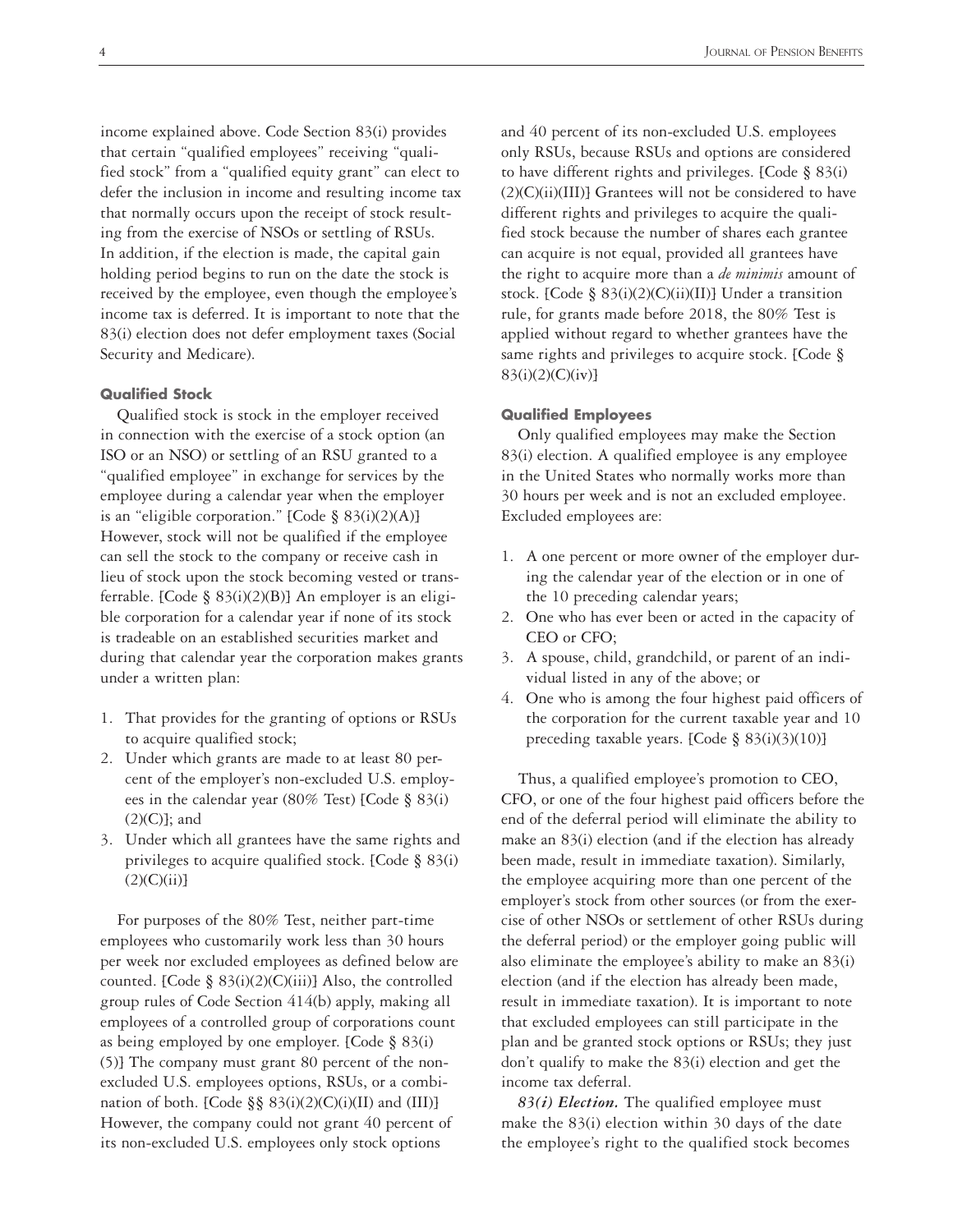income explained above. Code Section 83(i) provides that certain "qualified employees" receiving "qualified stock" from a "qualified equity grant" can elect to defer the inclusion in income and resulting income tax that normally occurs upon the receipt of stock resulting from the exercise of NSOs or settling of RSUs. In addition, if the election is made, the capital gain holding period begins to run on the date the stock is received by the employee, even though the employee's income tax is deferred. It is important to note that the 83(i) election does not defer employment taxes (Social Security and Medicare).

#### Qualified Stock

Qualified stock is stock in the employer received in connection with the exercise of a stock option (an ISO or an NSO) or settling of an RSU granted to a "qualified employee" in exchange for services by the employee during a calendar year when the employer is an "eligible corporation." [Code § 83(i)(2)(A)] However, stock will not be qualified if the employee can sell the stock to the company or receive cash in lieu of stock upon the stock becoming vested or transferrable. [Code § 83(i)(2)(B)] An employer is an eligible corporation for a calendar year if none of its stock is tradeable on an established securities market and during that calendar year the corporation makes grants under a written plan:

1. That provides for the granting of options or RSUs to acquire qualified stock;
2. Under which grants are made to at least 80 percent of the employer's non-excluded U.S. employees in the calendar year (80% Test) [Code § 83(i)(2)(C)]; and
3. Under which all grantees have the same rights and privileges to acquire qualified stock. [Code § 83(i)(2)(C)(ii)]

For purposes of the 80% Test, neither part-time employees who customarily work less than 30 hours per week nor excluded employees as defined below are counted. [Code § 83(i)(2)(C)(iii)] Also, the controlled group rules of Code Section 414(b) apply, making all employees of a controlled group of corporations count as being employed by one employer. [Code § 83(i)(5)] The company must grant 80 percent of the non-excluded U.S. employees options, RSUs, or a combination of both. [Code §§ 83(i)(2)(C)(i)(II) and (III)] However, the company could not grant 40 percent of its non-excluded U.S. employees only stock options and 40 percent of its non-excluded U.S. employees only RSUs, because RSUs and options are considered to have different rights and privileges. [Code § 83(i)(2)(C)(ii)(III)] Grantees will not be considered to have different rights and privileges to acquire the qualified stock because the number of shares each grantee can acquire is not equal, provided all grantees have the right to acquire more than a *de minimis* amount of stock. [Code § 83(i)(2)(C)(ii)(II)] Under a transition rule, for grants made before 2018, the 80% Test is applied without regard to whether grantees have the same rights and privileges to acquire stock. [Code § 83(i)(2)(C)(iv)]

#### Qualified Employees

Only qualified employees may make the Section 83(i) election. A qualified employee is any employee in the United States who normally works more than 30 hours per week and is not an excluded employee. Excluded employees are:

1. A one percent or more owner of the employer during the calendar year of the election or in one of the 10 preceding calendar years;
2. One who has ever been or acted in the capacity of CEO or CFO;
3. A spouse, child, grandchild, or parent of an individual listed in any of the above; or
4. One who is among the four highest paid officers of the corporation for the current taxable year and 10 preceding taxable years. [Code § 83(i)(3)(10)]

Thus, a qualified employee's promotion to CEO, CFO, or one of the four highest paid officers before the end of the deferral period will eliminate the ability to make an 83(i) election (and if the election has already been made, result in immediate taxation). Similarly, the employee acquiring more than one percent of the employer's stock from other sources (or from the exercise of other NSOs or settlement of other RSUs during the deferral period) or the employer going public will also eliminate the employee's ability to make an 83(i) election (and if the election has already been made, result in immediate taxation). It is important to note that excluded employees can still participate in the plan and be granted stock options or RSUs; they just don't qualify to make the 83(i) election and get the income tax deferral.

***83(i) Election.*** The qualified employee must make the 83(i) election within 30 days of the date the employee's right to the qualified stock becomes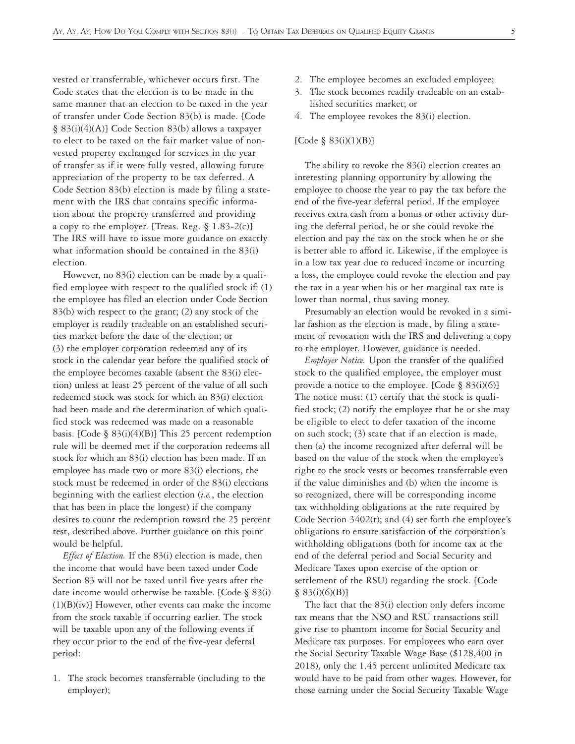vested or transferrable, whichever occurs first. The Code states that the election is to be made in the same manner that an election to be taxed in the year of transfer under Code Section 83(b) is made. [Code § 83(i)(4)(A)] Code Section 83(b) allows a taxpayer to elect to be taxed on the fair market value of non-vested property exchanged for services in the year of transfer as if it were fully vested, allowing future appreciation of the property to be tax deferred. A Code Section 83(b) election is made by filing a statement with the IRS that contains specific information about the property transferred and providing a copy to the employer. [Treas. Reg. § 1.83-2(c)] The IRS will have to issue more guidance on exactly what information should be contained in the 83(i) election.

However, no 83(i) election can be made by a qualified employee with respect to the qualified stock if: (1) the employee has filed an election under Code Section 83(b) with respect to the grant; (2) any stock of the employer is readily tradeable on an established securities market before the date of the election; or (3) the employer corporation redeemed any of its stock in the calendar year before the qualified stock of the employee becomes taxable (absent the 83(i) election) unless at least 25 percent of the value of all such redeemed stock was stock for which an 83(i) election had been made and the determination of which qualified stock was redeemed was made on a reasonable basis. [Code § 83(i)(4)(B)] This 25 percent redemption rule will be deemed met if the corporation redeems all stock for which an 83(i) election has been made. If an employee has made two or more 83(i) elections, the stock must be redeemed in order of the 83(i) elections beginning with the earliest election (*i.e.*, the election that has been in place the longest) if the company desires to count the redemption toward the 25 percent test, described above. Further guidance on this point would be helpful.

*Effect of Election.* If the 83(i) election is made, then the income that would have been taxed under Code Section 83 will not be taxed until five years after the date income would otherwise be taxable. [Code § 83(i)(1)(B)(iv)] However, other events can make the income from the stock taxable if occurring earlier. The stock will be taxable upon any of the following events if they occur prior to the end of the five-year deferral period:

1. The stock becomes transferrable (including to the employer);
2. The employee becomes an excluded employee;
3. The stock becomes readily tradeable on an established securities market; or
4. The employee revokes the 83(i) election.

[Code § 83(i)(1)(B)]

The ability to revoke the 83(i) election creates an interesting planning opportunity by allowing the employee to choose the year to pay the tax before the end of the five-year deferral period. If the employee receives extra cash from a bonus or other activity during the deferral period, he or she could revoke the election and pay the tax on the stock when he or she is better able to afford it. Likewise, if the employee is in a low tax year due to reduced income or incurring a loss, the employee could revoke the election and pay the tax in a year when his or her marginal tax rate is lower than normal, thus saving money.

Presumably an election would be revoked in a similar fashion as the election is made, by filing a statement of revocation with the IRS and delivering a copy to the employer. However, guidance is needed.

*Employer Notice.* Upon the transfer of the qualified stock to the qualified employee, the employer must provide a notice to the employee. [Code § 83(i)(6)] The notice must: (1) certify that the stock is qualified stock; (2) notify the employee that he or she may be eligible to elect to defer taxation of the income on such stock; (3) state that if an election is made, then (a) the income recognized after deferral will be based on the value of the stock when the employee's right to the stock vests or becomes transferrable even if the value diminishes and (b) when the income is so recognized, there will be corresponding income tax withholding obligations at the rate required by Code Section 3402(t); and (4) set forth the employee's obligations to ensure satisfaction of the corporation's withholding obligations (both for income tax at the end of the deferral period and Social Security and Medicare Taxes upon exercise of the option or settlement of the RSU) regarding the stock. [Code § 83(i)(6)(B)]

The fact that the 83(i) election only defers income tax means that the NSO and RSU transactions still give rise to phantom income for Social Security and Medicare tax purposes. For employees who earn over the Social Security Taxable Wage Base ($128,400 in 2018), only the 1.45 percent unlimited Medicare tax would have to be paid from other wages. However, for those earning under the Social Security Taxable Wage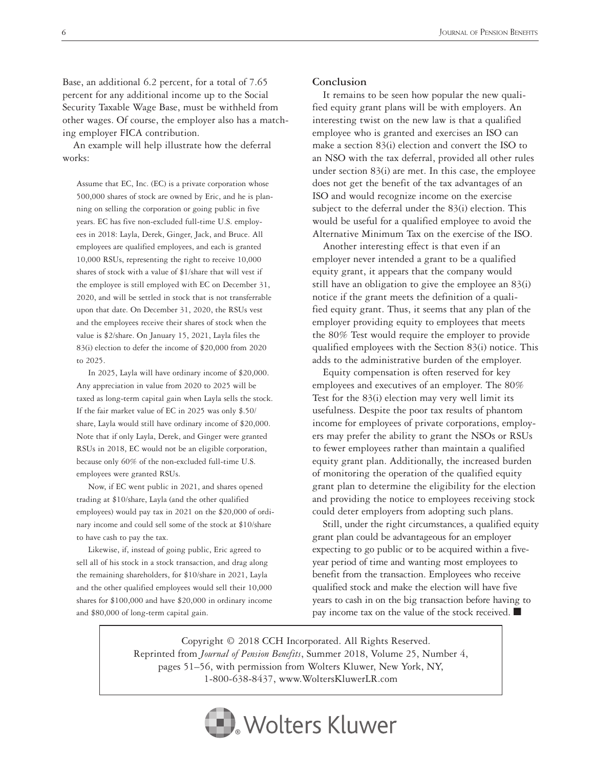Base, an additional 6.2 percent, for a total of 7.65 percent for any additional income up to the Social Security Taxable Wage Base, must be withheld from other wages. Of course, the employer also has a matching employer FICA contribution.

An example will help illustrate how the deferral works:

> Assume that EC, Inc. (EC) is a private corporation whose 500,000 shares of stock are owned by Eric, and he is planning on selling the corporation or going public in five years. EC has five non-excluded full-time U.S. employees in 2018: Layla, Derek, Ginger, Jack, and Bruce. All employees are qualified employees, and each is granted 10,000 RSUs, representing the right to receive 10,000 shares of stock with a value of $1/share that will vest if the employee is still employed with EC on December 31, 2020, and will be settled in stock that is not transferrable upon that date. On December 31, 2020, the RSUs vest and the employees receive their shares of stock when the value is $2/share. On January 15, 2021, Layla files the 83(i) election to defer the income of $20,000 from 2020 to 2025.
>
> In 2025, Layla will have ordinary income of $20,000. Any appreciation in value from 2020 to 2025 will be taxed as long-term capital gain when Layla sells the stock. If the fair market value of EC in 2025 was only $.50/share, Layla would still have ordinary income of $20,000. Note that if only Layla, Derek, and Ginger were granted RSUs in 2018, EC would not be an eligible corporation, because only 60% of the non-excluded full-time U.S. employees were granted RSUs.
>
> Now, if EC went public in 2021, and shares opened trading at $10/share, Layla (and the other qualified employees) would pay tax in 2021 on the $20,000 of ordinary income and could sell some of the stock at $10/share to have cash to pay the tax.
>
> Likewise, if, instead of going public, Eric agreed to sell all of his stock in a stock transaction, and drag along the remaining shareholders, for $10/share in 2021, Layla and the other qualified employees would sell their 10,000 shares for $100,000 and have $20,000 in ordinary income and $80,000 of long-term capital gain.

## Conclusion

It remains to be seen how popular the new qualified equity grant plans will be with employers. An interesting twist on the new law is that a qualified employee who is granted and exercises an ISO can make a section 83(i) election and convert the ISO to an NSO with the tax deferral, provided all other rules under section 83(i) are met. In this case, the employee does not get the benefit of the tax advantages of an ISO and would recognize income on the exercise subject to the deferral under the 83(i) election. This would be useful for a qualified employee to avoid the Alternative Minimum Tax on the exercise of the ISO.

Another interesting effect is that even if an employer never intended a grant to be a qualified equity grant, it appears that the company would still have an obligation to give the employee an 83(i) notice if the grant meets the definition of a qualified equity grant. Thus, it seems that any plan of the employer providing equity to employees that meets the 80% Test would require the employer to provide qualified employees with the Section 83(i) notice. This adds to the administrative burden of the employer.

Equity compensation is often reserved for key employees and executives of an employer. The 80% Test for the 83(i) election may very well limit its usefulness. Despite the poor tax results of phantom income for employees of private corporations, employers may prefer the ability to grant the NSOs or RSUs to fewer employees rather than maintain a qualified equity grant plan. Additionally, the increased burden of monitoring the operation of the qualified equity grant plan to determine the eligibility for the election and providing the notice to employees receiving stock could deter employers from adopting such plans.

Still, under the right circumstances, a qualified equity grant plan could be advantageous for an employer expecting to go public or to be acquired within a five-year period of time and wanting most employees to benefit from the transaction. Employees who receive qualified stock and make the election will have five years to cash in on the big transaction before having to pay income tax on the value of the stock received. ■

Copyright © 2018 CCH Incorporated. All Rights Reserved.
Reprinted from *Journal of Pension Benefits*, Summer 2018, Volume 25, Number 4, pages 51–56, with permission from Wolters Kluwer, New York, NY, 1-800-638-8437, www.WoltersKluwerLR.com

Wolters Kluwer